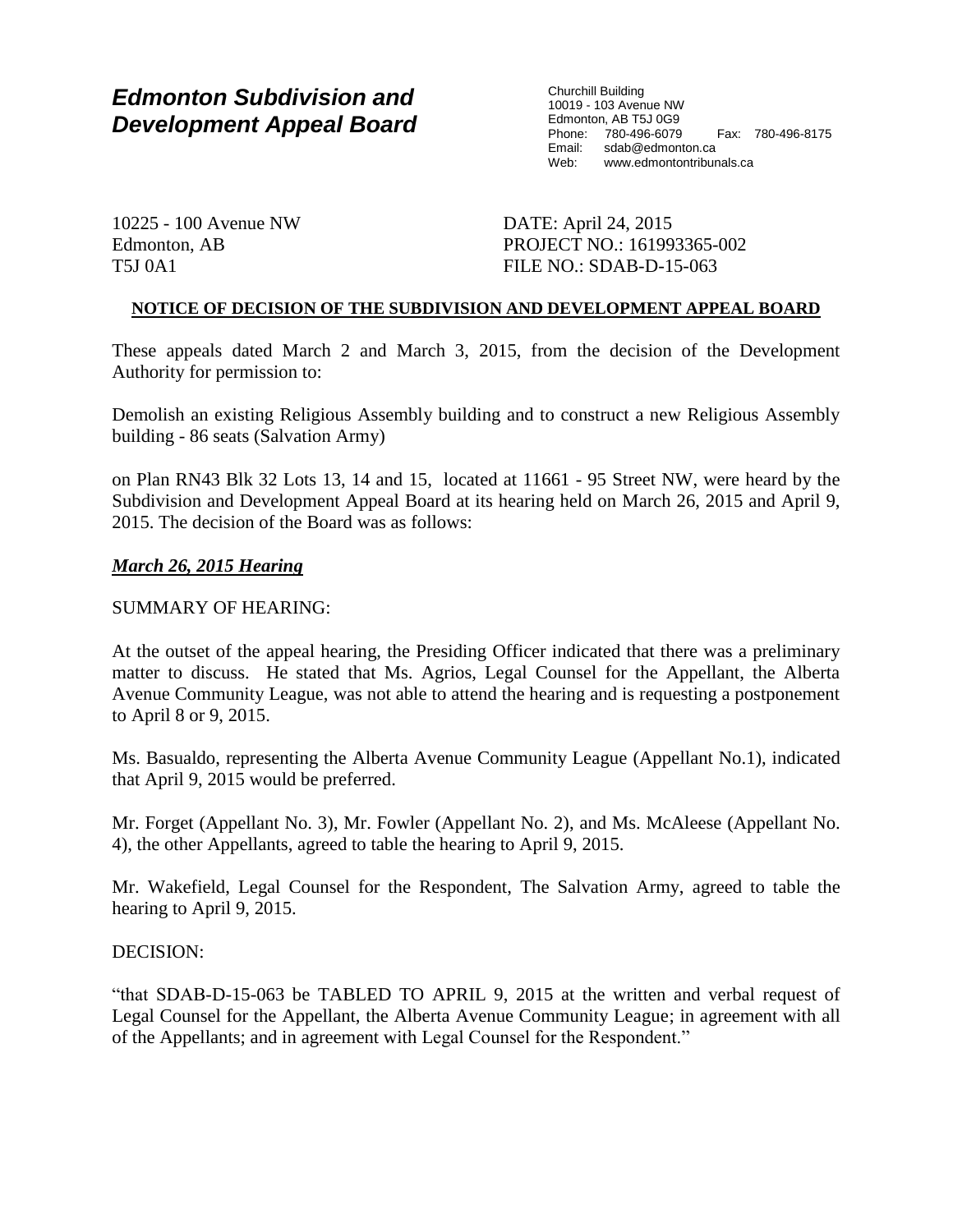# *Edmonton Subdivision and Development Appeal Board*

Churchill Building
10019 - 103 Avenue NW
Edmonton, AB T5J 0G9
Phone: 780-496-6079 Fax: 780-496-8175
Email: sdab@edmonton.ca
Web: www.edmontontribunals.ca

10225 - 100 Avenue NW
Edmonton, AB
T5J 0A1

DATE: April 24, 2015
PROJECT NO.: 161993365-002
FILE NO.: SDAB-D-15-063

**NOTICE OF DECISION OF THE SUBDIVISION AND DEVELOPMENT APPEAL BOARD**

These appeals dated March 2 and March 3, 2015, from the decision of the Development Authority for permission to:

Demolish an existing Religious Assembly building and to construct a new Religious Assembly building - 86 seats (Salvation Army)

on Plan RN43 Blk 32 Lots 13, 14 and 15, located at 11661 - 95 Street NW, were heard by the Subdivision and Development Appeal Board at its hearing held on March 26, 2015 and April 9, 2015. The decision of the Board was as follows:

***March 26, 2015 Hearing***

SUMMARY OF HEARING:

At the outset of the appeal hearing, the Presiding Officer indicated that there was a preliminary matter to discuss. He stated that Ms. Agrios, Legal Counsel for the Appellant, the Alberta Avenue Community League, was not able to attend the hearing and is requesting a postponement to April 8 or 9, 2015.

Ms. Basualdo, representing the Alberta Avenue Community League (Appellant No.1), indicated that April 9, 2015 would be preferred.

Mr. Forget (Appellant No. 3), Mr. Fowler (Appellant No. 2), and Ms. McAleese (Appellant No. 4), the other Appellants, agreed to table the hearing to April 9, 2015.

Mr. Wakefield, Legal Counsel for the Respondent, The Salvation Army, agreed to table the hearing to April 9, 2015.

DECISION:

"that SDAB-D-15-063 be TABLED TO APRIL 9, 2015 at the written and verbal request of Legal Counsel for the Appellant, the Alberta Avenue Community League; in agreement with all of the Appellants; and in agreement with Legal Counsel for the Respondent."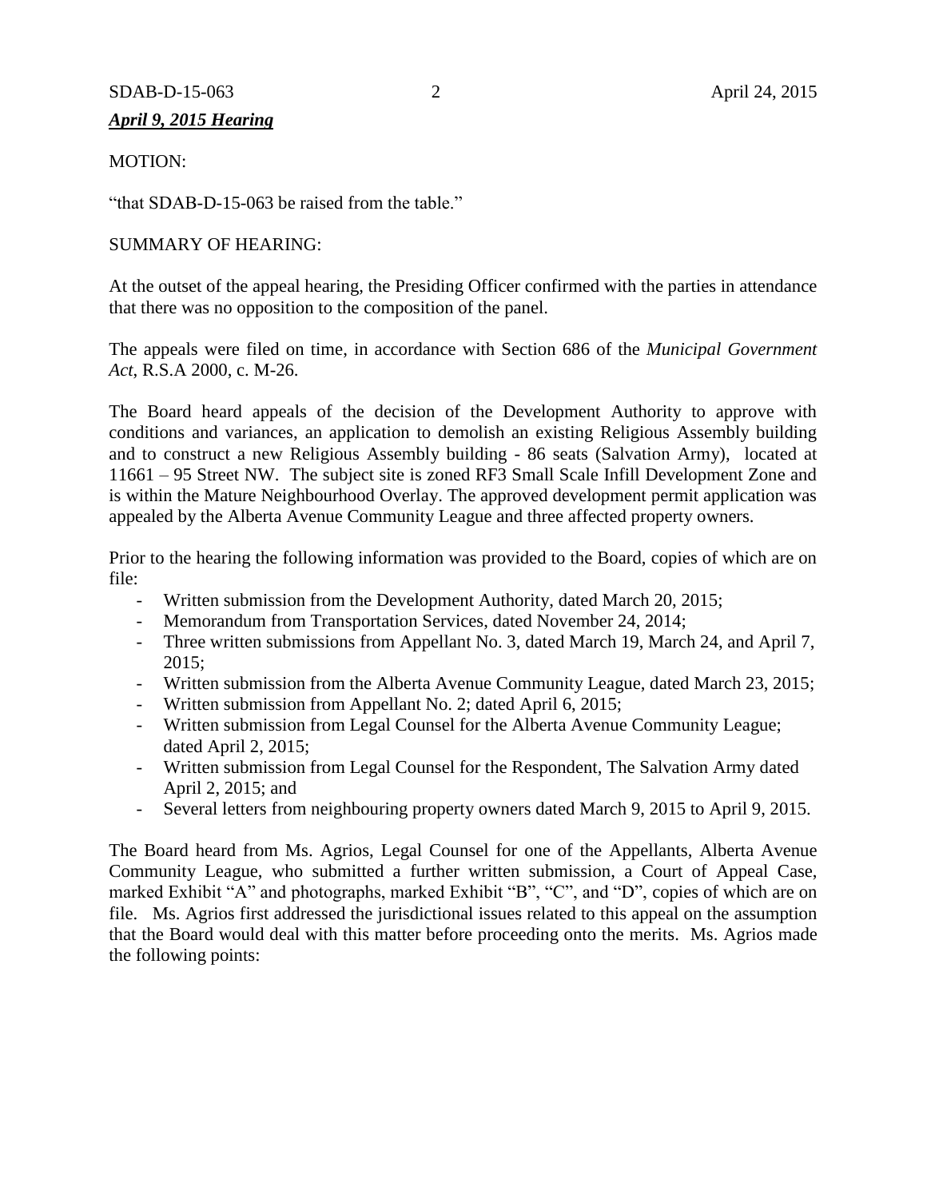***April 9, 2015 Hearing***

MOTION:

"that SDAB-D-15-063 be raised from the table."

SUMMARY OF HEARING:

At the outset of the appeal hearing, the Presiding Officer confirmed with the parties in attendance that there was no opposition to the composition of the panel.

The appeals were filed on time, in accordance with Section 686 of the *Municipal Government Act*, R.S.A 2000, c. M-26.

The Board heard appeals of the decision of the Development Authority to approve with conditions and variances, an application to demolish an existing Religious Assembly building and to construct a new Religious Assembly building - 86 seats (Salvation Army), located at 11661 – 95 Street NW. The subject site is zoned RF3 Small Scale Infill Development Zone and is within the Mature Neighbourhood Overlay. The approved development permit application was appealed by the Alberta Avenue Community League and three affected property owners.

Prior to the hearing the following information was provided to the Board, copies of which are on file:

- Written submission from the Development Authority, dated March 20, 2015;
- Memorandum from Transportation Services, dated November 24, 2014;
- Three written submissions from Appellant No. 3, dated March 19, March 24, and April 7, 2015;
- Written submission from the Alberta Avenue Community League, dated March 23, 2015;
- Written submission from Appellant No. 2; dated April 6, 2015;
- Written submission from Legal Counsel for the Alberta Avenue Community League; dated April 2, 2015;
- Written submission from Legal Counsel for the Respondent, The Salvation Army dated April 2, 2015; and
- Several letters from neighbouring property owners dated March 9, 2015 to April 9, 2015.

The Board heard from Ms. Agrios, Legal Counsel for one of the Appellants, Alberta Avenue Community League, who submitted a further written submission, a Court of Appeal Case, marked Exhibit "A" and photographs, marked Exhibit "B", "C", and "D", copies of which are on file. Ms. Agrios first addressed the jurisdictional issues related to this appeal on the assumption that the Board would deal with this matter before proceeding onto the merits. Ms. Agrios made the following points: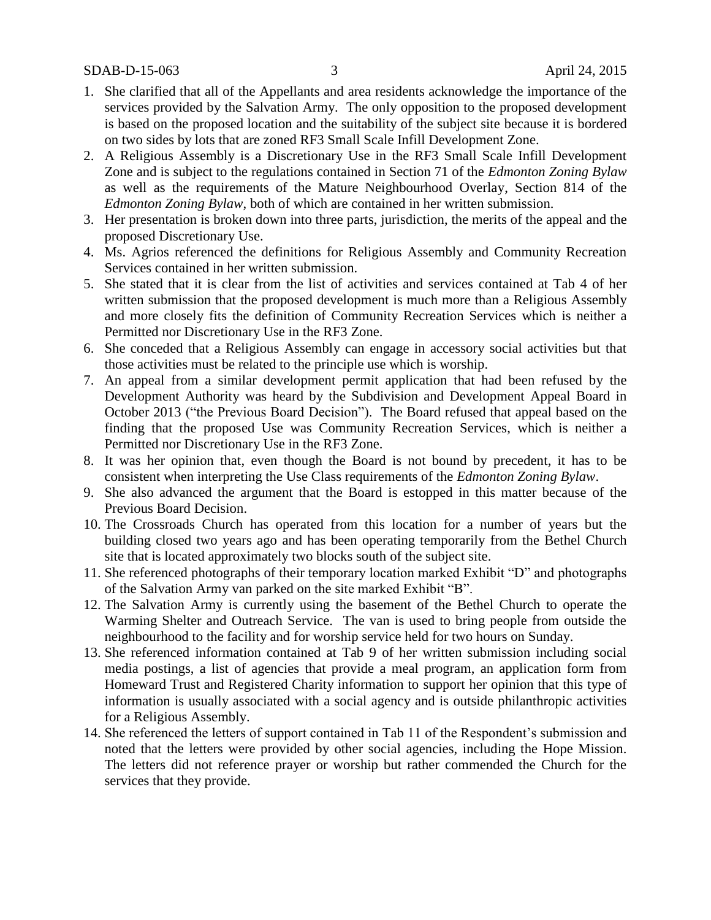1. She clarified that all of the Appellants and area residents acknowledge the importance of the services provided by the Salvation Army. The only opposition to the proposed development is based on the proposed location and the suitability of the subject site because it is bordered on two sides by lots that are zoned RF3 Small Scale Infill Development Zone.
2. A Religious Assembly is a Discretionary Use in the RF3 Small Scale Infill Development Zone and is subject to the regulations contained in Section 71 of the *Edmonton Zoning Bylaw* as well as the requirements of the Mature Neighbourhood Overlay, Section 814 of the *Edmonton Zoning Bylaw*, both of which are contained in her written submission.
3. Her presentation is broken down into three parts, jurisdiction, the merits of the appeal and the proposed Discretionary Use.
4. Ms. Agrios referenced the definitions for Religious Assembly and Community Recreation Services contained in her written submission.
5. She stated that it is clear from the list of activities and services contained at Tab 4 of her written submission that the proposed development is much more than a Religious Assembly and more closely fits the definition of Community Recreation Services which is neither a Permitted nor Discretionary Use in the RF3 Zone.
6. She conceded that a Religious Assembly can engage in accessory social activities but that those activities must be related to the principle use which is worship.
7. An appeal from a similar development permit application that had been refused by the Development Authority was heard by the Subdivision and Development Appeal Board in October 2013 ("the Previous Board Decision"). The Board refused that appeal based on the finding that the proposed Use was Community Recreation Services, which is neither a Permitted nor Discretionary Use in the RF3 Zone.
8. It was her opinion that, even though the Board is not bound by precedent, it has to be consistent when interpreting the Use Class requirements of the *Edmonton Zoning Bylaw*.
9. She also advanced the argument that the Board is estopped in this matter because of the Previous Board Decision.
10. The Crossroads Church has operated from this location for a number of years but the building closed two years ago and has been operating temporarily from the Bethel Church site that is located approximately two blocks south of the subject site.
11. She referenced photographs of their temporary location marked Exhibit "D" and photographs of the Salvation Army van parked on the site marked Exhibit "B".
12. The Salvation Army is currently using the basement of the Bethel Church to operate the Warming Shelter and Outreach Service. The van is used to bring people from outside the neighbourhood to the facility and for worship service held for two hours on Sunday.
13. She referenced information contained at Tab 9 of her written submission including social media postings, a list of agencies that provide a meal program, an application form from Homeward Trust and Registered Charity information to support her opinion that this type of information is usually associated with a social agency and is outside philanthropic activities for a Religious Assembly.
14. She referenced the letters of support contained in Tab 11 of the Respondent's submission and noted that the letters were provided by other social agencies, including the Hope Mission. The letters did not reference prayer or worship but rather commended the Church for the services that they provide.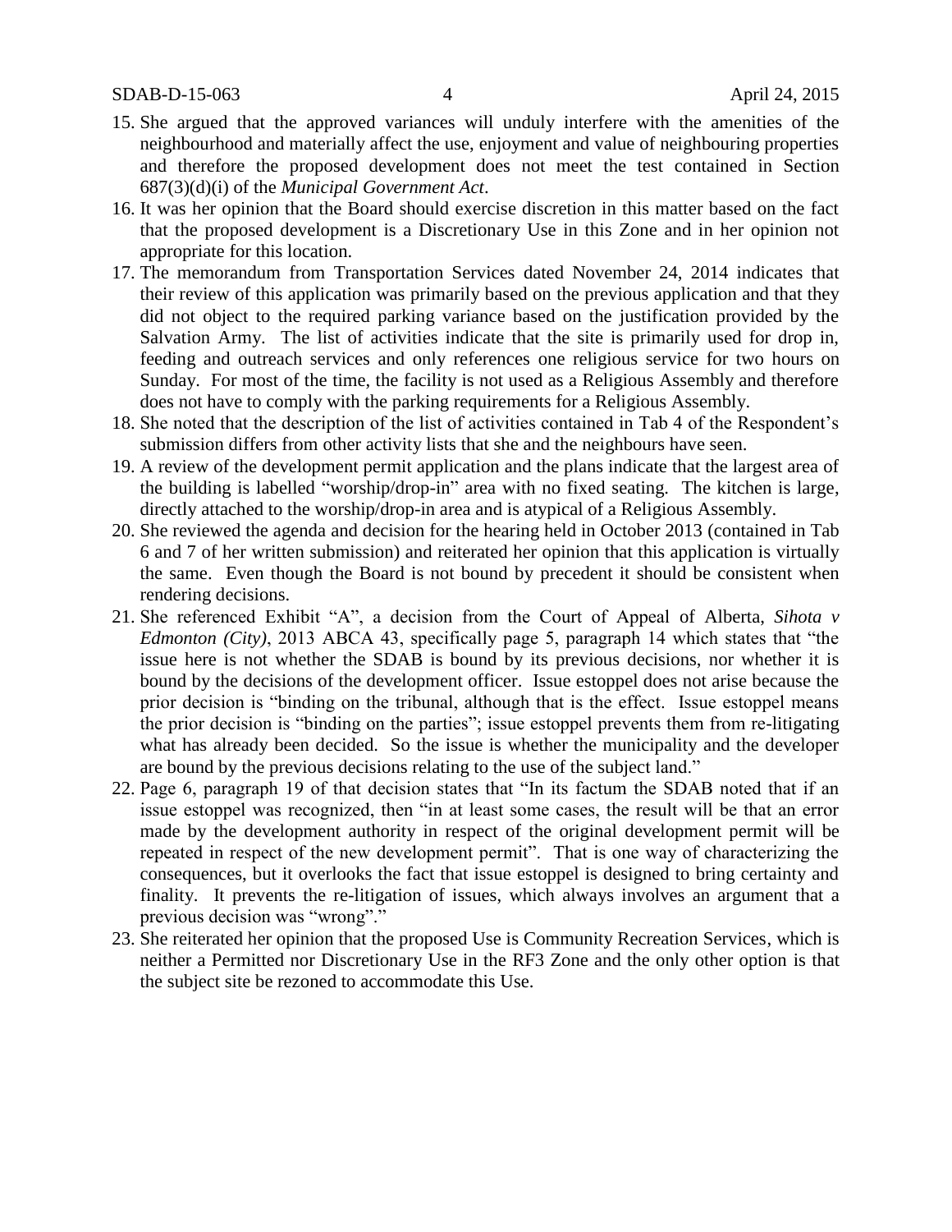15. She argued that the approved variances will unduly interfere with the amenities of the neighbourhood and materially affect the use, enjoyment and value of neighbouring properties and therefore the proposed development does not meet the test contained in Section 687(3)(d)(i) of the *Municipal Government Act*.
16. It was her opinion that the Board should exercise discretion in this matter based on the fact that the proposed development is a Discretionary Use in this Zone and in her opinion not appropriate for this location.
17. The memorandum from Transportation Services dated November 24, 2014 indicates that their review of this application was primarily based on the previous application and that they did not object to the required parking variance based on the justification provided by the Salvation Army. The list of activities indicate that the site is primarily used for drop in, feeding and outreach services and only references one religious service for two hours on Sunday. For most of the time, the facility is not used as a Religious Assembly and therefore does not have to comply with the parking requirements for a Religious Assembly.
18. She noted that the description of the list of activities contained in Tab 4 of the Respondent's submission differs from other activity lists that she and the neighbours have seen.
19. A review of the development permit application and the plans indicate that the largest area of the building is labelled "worship/drop-in" area with no fixed seating. The kitchen is large, directly attached to the worship/drop-in area and is atypical of a Religious Assembly.
20. She reviewed the agenda and decision for the hearing held in October 2013 (contained in Tab 6 and 7 of her written submission) and reiterated her opinion that this application is virtually the same. Even though the Board is not bound by precedent it should be consistent when rendering decisions.
21. She referenced Exhibit "A", a decision from the Court of Appeal of Alberta, *Sihota v Edmonton (City)*, 2013 ABCA 43, specifically page 5, paragraph 14 which states that "the issue here is not whether the SDAB is bound by its previous decisions, nor whether it is bound by the decisions of the development officer. Issue estoppel does not arise because the prior decision is "binding on the tribunal, although that is the effect. Issue estoppel means the prior decision is "binding on the parties"; issue estoppel prevents them from re-litigating what has already been decided. So the issue is whether the municipality and the developer are bound by the previous decisions relating to the use of the subject land."
22. Page 6, paragraph 19 of that decision states that "In its factum the SDAB noted that if an issue estoppel was recognized, then "in at least some cases, the result will be that an error made by the development authority in respect of the original development permit will be repeated in respect of the new development permit". That is one way of characterizing the consequences, but it overlooks the fact that issue estoppel is designed to bring certainty and finality. It prevents the re-litigation of issues, which always involves an argument that a previous decision was "wrong"."
23. She reiterated her opinion that the proposed Use is Community Recreation Services, which is neither a Permitted nor Discretionary Use in the RF3 Zone and the only other option is that the subject site be rezoned to accommodate this Use.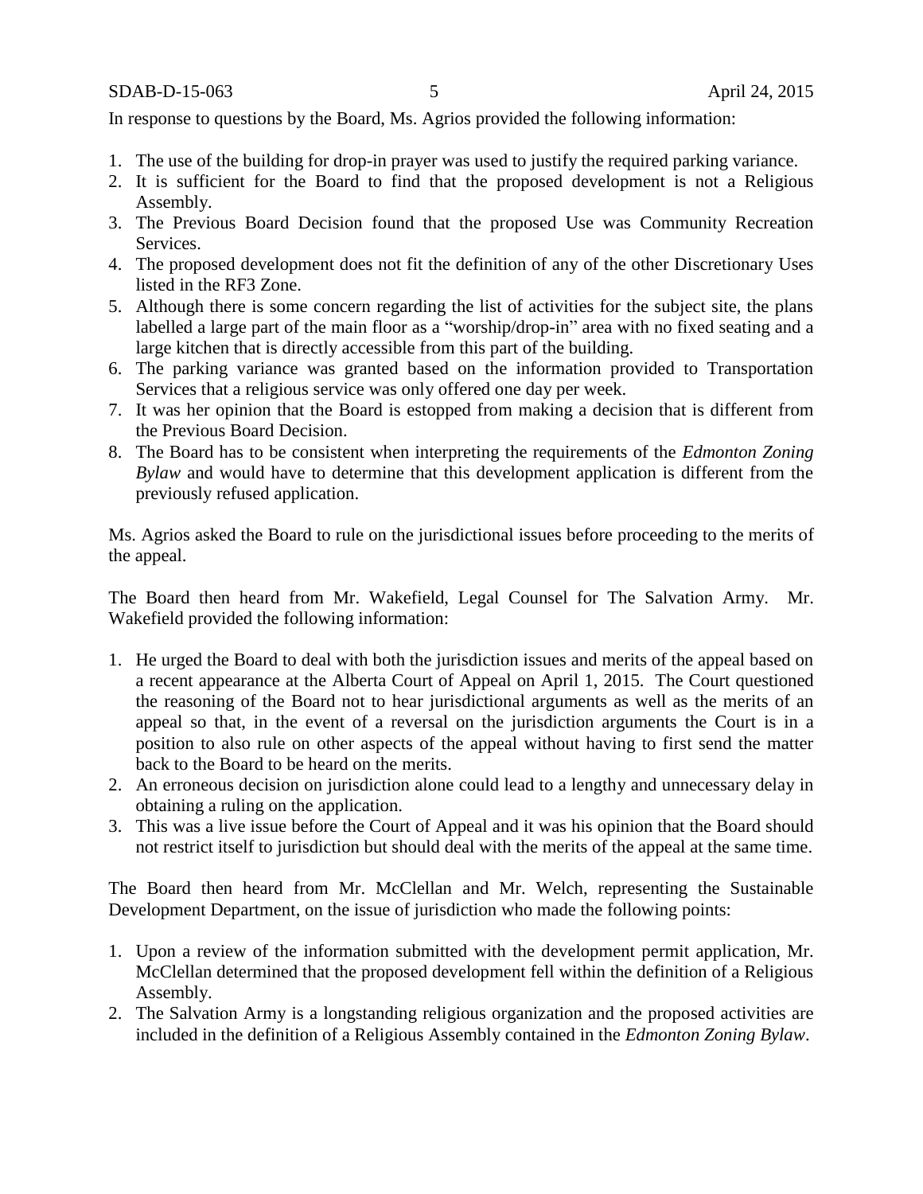In response to questions by the Board, Ms. Agrios provided the following information:

1. The use of the building for drop-in prayer was used to justify the required parking variance.
2. It is sufficient for the Board to find that the proposed development is not a Religious Assembly.
3. The Previous Board Decision found that the proposed Use was Community Recreation Services.
4. The proposed development does not fit the definition of any of the other Discretionary Uses listed in the RF3 Zone.
5. Although there is some concern regarding the list of activities for the subject site, the plans labelled a large part of the main floor as a "worship/drop-in" area with no fixed seating and a large kitchen that is directly accessible from this part of the building.
6. The parking variance was granted based on the information provided to Transportation Services that a religious service was only offered one day per week.
7. It was her opinion that the Board is estopped from making a decision that is different from the Previous Board Decision.
8. The Board has to be consistent when interpreting the requirements of the *Edmonton Zoning Bylaw* and would have to determine that this development application is different from the previously refused application.

Ms. Agrios asked the Board to rule on the jurisdictional issues before proceeding to the merits of the appeal.

The Board then heard from Mr. Wakefield, Legal Counsel for The Salvation Army. Mr. Wakefield provided the following information:

1. He urged the Board to deal with both the jurisdiction issues and merits of the appeal based on a recent appearance at the Alberta Court of Appeal on April 1, 2015. The Court questioned the reasoning of the Board not to hear jurisdictional arguments as well as the merits of an appeal so that, in the event of a reversal on the jurisdiction arguments the Court is in a position to also rule on other aspects of the appeal without having to first send the matter back to the Board to be heard on the merits.
2. An erroneous decision on jurisdiction alone could lead to a lengthy and unnecessary delay in obtaining a ruling on the application.
3. This was a live issue before the Court of Appeal and it was his opinion that the Board should not restrict itself to jurisdiction but should deal with the merits of the appeal at the same time.

The Board then heard from Mr. McClellan and Mr. Welch, representing the Sustainable Development Department, on the issue of jurisdiction who made the following points:

1. Upon a review of the information submitted with the development permit application, Mr. McClellan determined that the proposed development fell within the definition of a Religious Assembly.
2. The Salvation Army is a longstanding religious organization and the proposed activities are included in the definition of a Religious Assembly contained in the *Edmonton Zoning Bylaw*.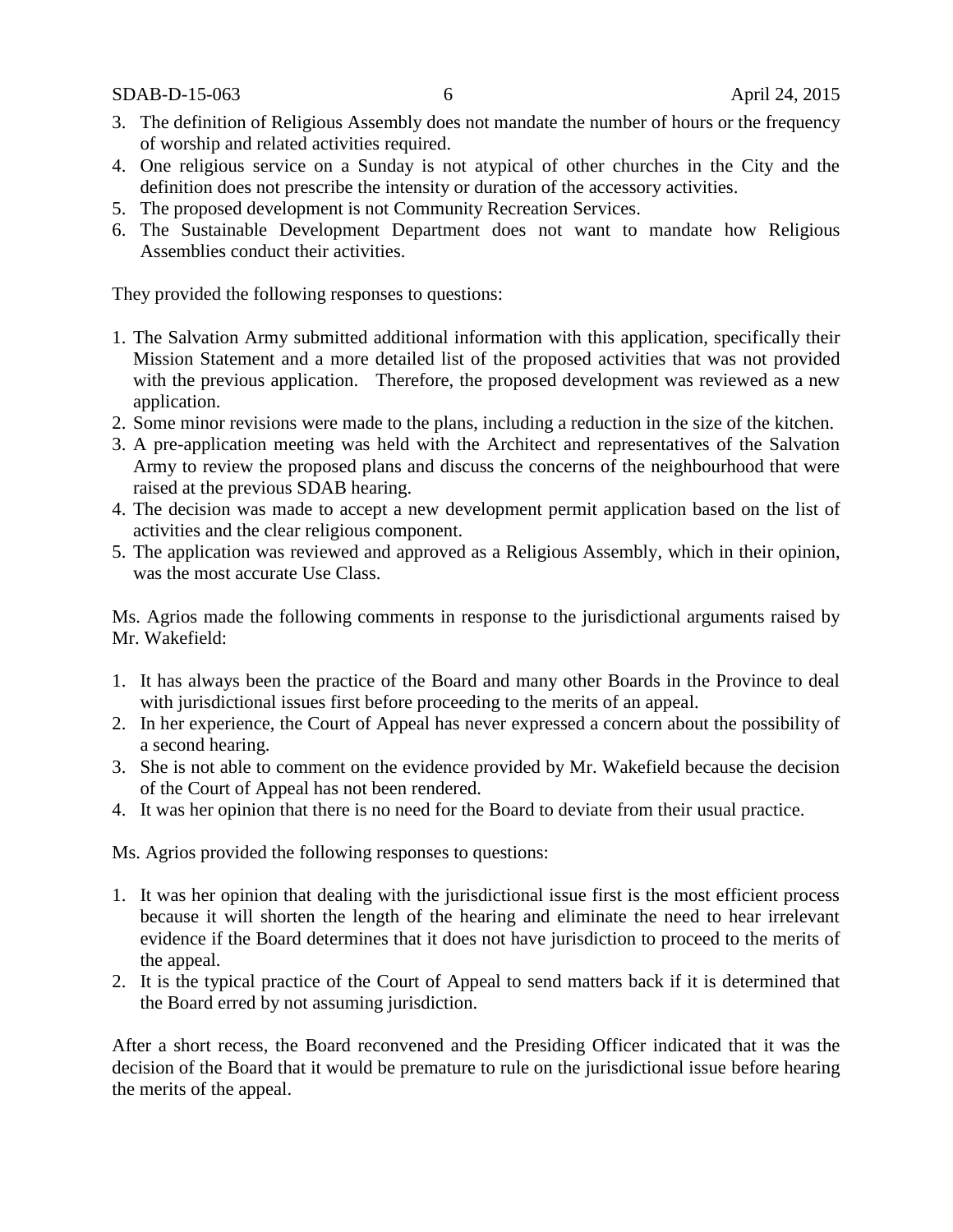3. The definition of Religious Assembly does not mandate the number of hours or the frequency of worship and related activities required.
4. One religious service on a Sunday is not atypical of other churches in the City and the definition does not prescribe the intensity or duration of the accessory activities.
5. The proposed development is not Community Recreation Services.
6. The Sustainable Development Department does not want to mandate how Religious Assemblies conduct their activities.

They provided the following responses to questions:

1. The Salvation Army submitted additional information with this application, specifically their Mission Statement and a more detailed list of the proposed activities that was not provided with the previous application. Therefore, the proposed development was reviewed as a new application.
2. Some minor revisions were made to the plans, including a reduction in the size of the kitchen.
3. A pre-application meeting was held with the Architect and representatives of the Salvation Army to review the proposed plans and discuss the concerns of the neighbourhood that were raised at the previous SDAB hearing.
4. The decision was made to accept a new development permit application based on the list of activities and the clear religious component.
5. The application was reviewed and approved as a Religious Assembly, which in their opinion, was the most accurate Use Class.

Ms. Agrios made the following comments in response to the jurisdictional arguments raised by Mr. Wakefield:

1. It has always been the practice of the Board and many other Boards in the Province to deal with jurisdictional issues first before proceeding to the merits of an appeal.
2. In her experience, the Court of Appeal has never expressed a concern about the possibility of a second hearing.
3. She is not able to comment on the evidence provided by Mr. Wakefield because the decision of the Court of Appeal has not been rendered.
4. It was her opinion that there is no need for the Board to deviate from their usual practice.

Ms. Agrios provided the following responses to questions:

1. It was her opinion that dealing with the jurisdictional issue first is the most efficient process because it will shorten the length of the hearing and eliminate the need to hear irrelevant evidence if the Board determines that it does not have jurisdiction to proceed to the merits of the appeal.
2. It is the typical practice of the Court of Appeal to send matters back if it is determined that the Board erred by not assuming jurisdiction.

After a short recess, the Board reconvened and the Presiding Officer indicated that it was the decision of the Board that it would be premature to rule on the jurisdictional issue before hearing the merits of the appeal.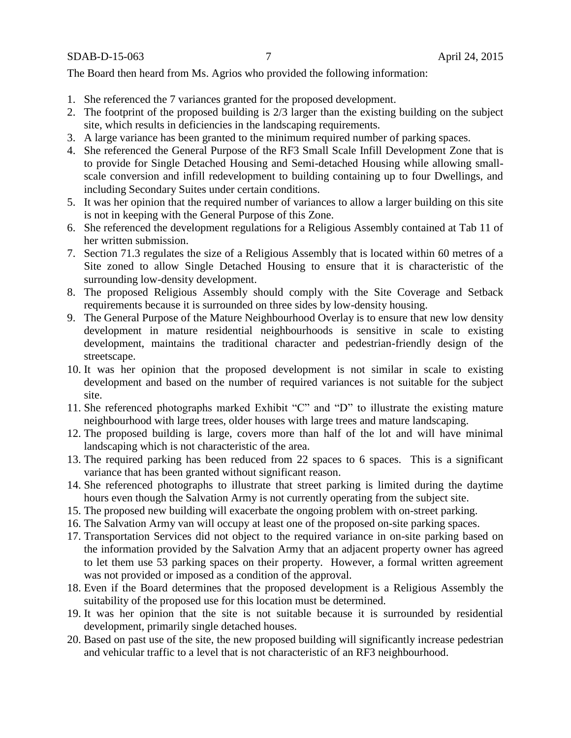The Board then heard from Ms. Agrios who provided the following information:

1. She referenced the 7 variances granted for the proposed development.
2. The footprint of the proposed building is 2/3 larger than the existing building on the subject site, which results in deficiencies in the landscaping requirements.
3. A large variance has been granted to the minimum required number of parking spaces.
4. She referenced the General Purpose of the RF3 Small Scale Infill Development Zone that is to provide for Single Detached Housing and Semi-detached Housing while allowing small-scale conversion and infill redevelopment to building containing up to four Dwellings, and including Secondary Suites under certain conditions.
5. It was her opinion that the required number of variances to allow a larger building on this site is not in keeping with the General Purpose of this Zone.
6. She referenced the development regulations for a Religious Assembly contained at Tab 11 of her written submission.
7. Section 71.3 regulates the size of a Religious Assembly that is located within 60 metres of a Site zoned to allow Single Detached Housing to ensure that it is characteristic of the surrounding low-density development.
8. The proposed Religious Assembly should comply with the Site Coverage and Setback requirements because it is surrounded on three sides by low-density housing.
9. The General Purpose of the Mature Neighbourhood Overlay is to ensure that new low density development in mature residential neighbourhoods is sensitive in scale to existing development, maintains the traditional character and pedestrian-friendly design of the streetscape.
10. It was her opinion that the proposed development is not similar in scale to existing development and based on the number of required variances is not suitable for the subject site.
11. She referenced photographs marked Exhibit "C" and "D" to illustrate the existing mature neighbourhood with large trees, older houses with large trees and mature landscaping.
12. The proposed building is large, covers more than half of the lot and will have minimal landscaping which is not characteristic of the area.
13. The required parking has been reduced from 22 spaces to 6 spaces. This is a significant variance that has been granted without significant reason.
14. She referenced photographs to illustrate that street parking is limited during the daytime hours even though the Salvation Army is not currently operating from the subject site.
15. The proposed new building will exacerbate the ongoing problem with on-street parking.
16. The Salvation Army van will occupy at least one of the proposed on-site parking spaces.
17. Transportation Services did not object to the required variance in on-site parking based on the information provided by the Salvation Army that an adjacent property owner has agreed to let them use 53 parking spaces on their property. However, a formal written agreement was not provided or imposed as a condition of the approval.
18. Even if the Board determines that the proposed development is a Religious Assembly the suitability of the proposed use for this location must be determined.
19. It was her opinion that the site is not suitable because it is surrounded by residential development, primarily single detached houses.
20. Based on past use of the site, the new proposed building will significantly increase pedestrian and vehicular traffic to a level that is not characteristic of an RF3 neighbourhood.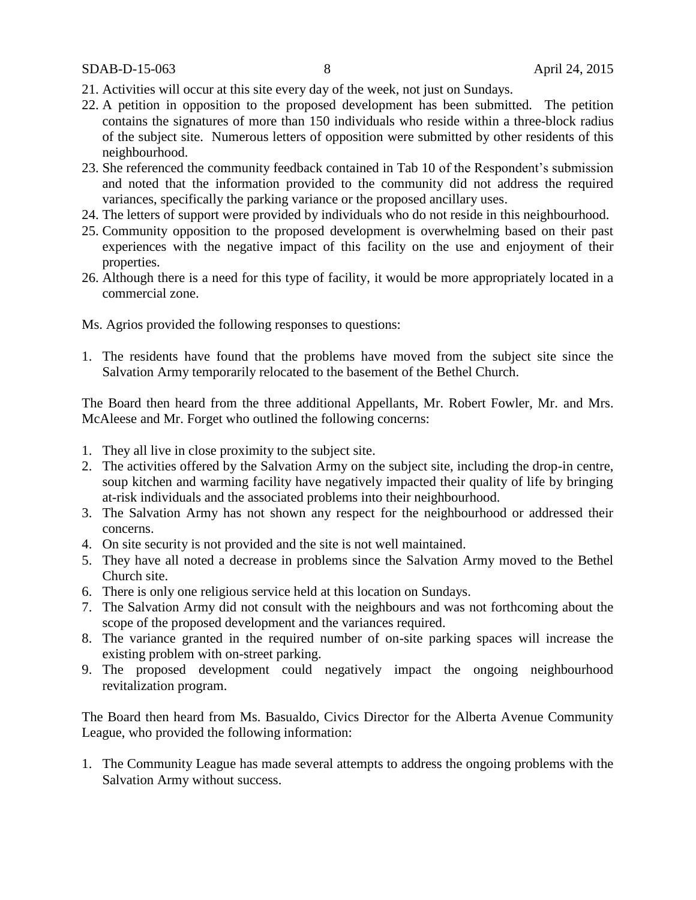21. Activities will occur at this site every day of the week, not just on Sundays.
22. A petition in opposition to the proposed development has been submitted. The petition contains the signatures of more than 150 individuals who reside within a three-block radius of the subject site. Numerous letters of opposition were submitted by other residents of this neighbourhood.
23. She referenced the community feedback contained in Tab 10 of the Respondent's submission and noted that the information provided to the community did not address the required variances, specifically the parking variance or the proposed ancillary uses.
24. The letters of support were provided by individuals who do not reside in this neighbourhood.
25. Community opposition to the proposed development is overwhelming based on their past experiences with the negative impact of this facility on the use and enjoyment of their properties.
26. Although there is a need for this type of facility, it would be more appropriately located in a commercial zone.

Ms. Agrios provided the following responses to questions:

1. The residents have found that the problems have moved from the subject site since the Salvation Army temporarily relocated to the basement of the Bethel Church.

The Board then heard from the three additional Appellants, Mr. Robert Fowler, Mr. and Mrs. McAleese and Mr. Forget who outlined the following concerns:

1. They all live in close proximity to the subject site.
2. The activities offered by the Salvation Army on the subject site, including the drop-in centre, soup kitchen and warming facility have negatively impacted their quality of life by bringing at-risk individuals and the associated problems into their neighbourhood.
3. The Salvation Army has not shown any respect for the neighbourhood or addressed their concerns.
4. On site security is not provided and the site is not well maintained.
5. They have all noted a decrease in problems since the Salvation Army moved to the Bethel Church site.
6. There is only one religious service held at this location on Sundays.
7. The Salvation Army did not consult with the neighbours and was not forthcoming about the scope of the proposed development and the variances required.
8. The variance granted in the required number of on-site parking spaces will increase the existing problem with on-street parking.
9. The proposed development could negatively impact the ongoing neighbourhood revitalization program.

The Board then heard from Ms. Basualdo, Civics Director for the Alberta Avenue Community League, who provided the following information:

1. The Community League has made several attempts to address the ongoing problems with the Salvation Army without success.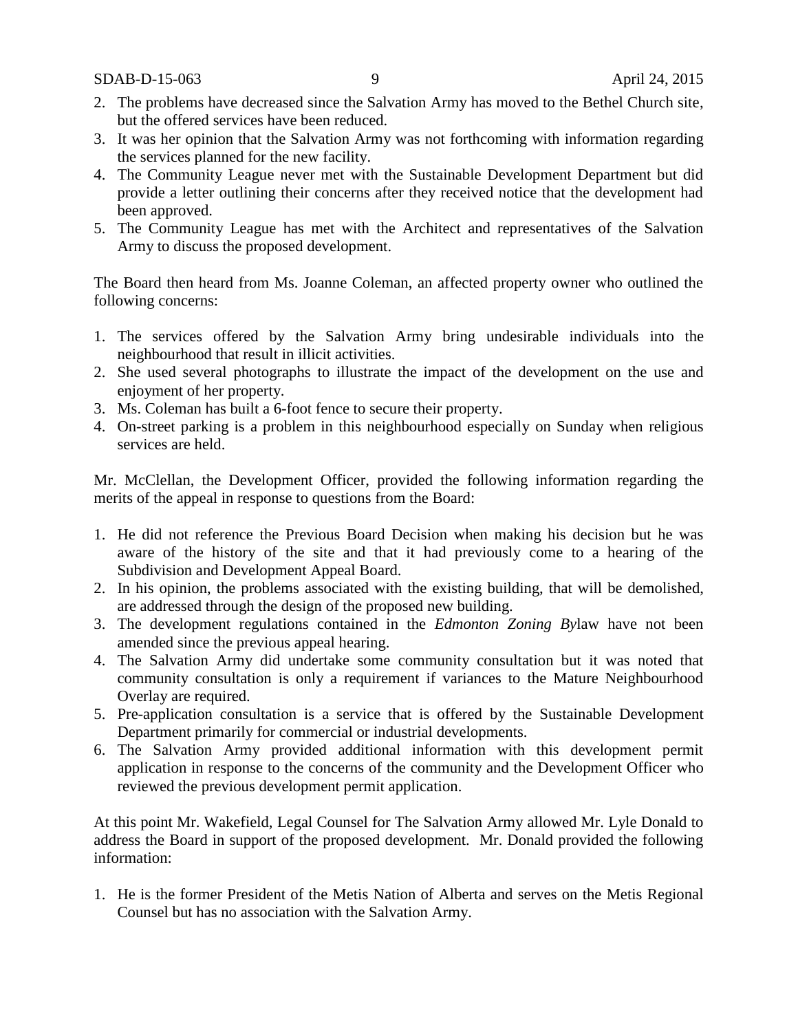2. The problems have decreased since the Salvation Army has moved to the Bethel Church site, but the offered services have been reduced.
3. It was her opinion that the Salvation Army was not forthcoming with information regarding the services planned for the new facility.
4. The Community League never met with the Sustainable Development Department but did provide a letter outlining their concerns after they received notice that the development had been approved.
5. The Community League has met with the Architect and representatives of the Salvation Army to discuss the proposed development.

The Board then heard from Ms. Joanne Coleman, an affected property owner who outlined the following concerns:

1. The services offered by the Salvation Army bring undesirable individuals into the neighbourhood that result in illicit activities.
2. She used several photographs to illustrate the impact of the development on the use and enjoyment of her property.
3. Ms. Coleman has built a 6-foot fence to secure their property.
4. On-street parking is a problem in this neighbourhood especially on Sunday when religious services are held.

Mr. McClellan, the Development Officer, provided the following information regarding the merits of the appeal in response to questions from the Board:

1. He did not reference the Previous Board Decision when making his decision but he was aware of the history of the site and that it had previously come to a hearing of the Subdivision and Development Appeal Board.
2. In his opinion, the problems associated with the existing building, that will be demolished, are addressed through the design of the proposed new building.
3. The development regulations contained in the *Edmonton Zoning By*law have not been amended since the previous appeal hearing.
4. The Salvation Army did undertake some community consultation but it was noted that community consultation is only a requirement if variances to the Mature Neighbourhood Overlay are required.
5. Pre-application consultation is a service that is offered by the Sustainable Development Department primarily for commercial or industrial developments.
6. The Salvation Army provided additional information with this development permit application in response to the concerns of the community and the Development Officer who reviewed the previous development permit application.

At this point Mr. Wakefield, Legal Counsel for The Salvation Army allowed Mr. Lyle Donald to address the Board in support of the proposed development. Mr. Donald provided the following information:

1. He is the former President of the Metis Nation of Alberta and serves on the Metis Regional Counsel but has no association with the Salvation Army.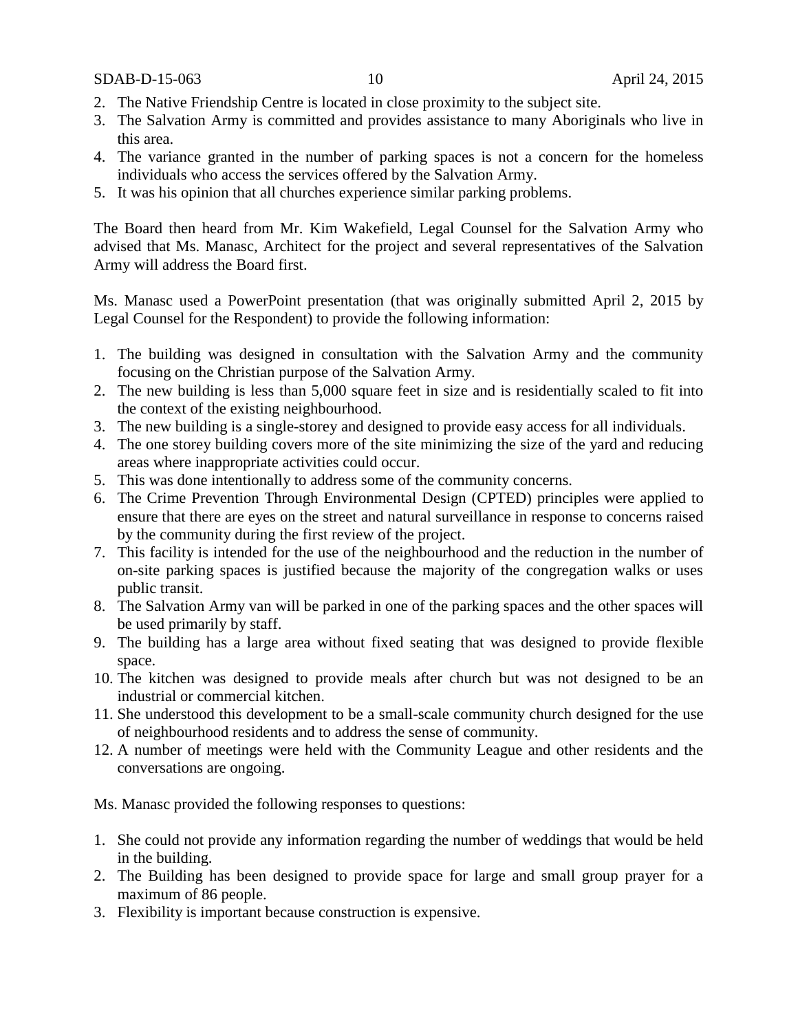2. The Native Friendship Centre is located in close proximity to the subject site.
3. The Salvation Army is committed and provides assistance to many Aboriginals who live in this area.
4. The variance granted in the number of parking spaces is not a concern for the homeless individuals who access the services offered by the Salvation Army.
5. It was his opinion that all churches experience similar parking problems.

The Board then heard from Mr. Kim Wakefield, Legal Counsel for the Salvation Army who advised that Ms. Manasc, Architect for the project and several representatives of the Salvation Army will address the Board first.

Ms. Manasc used a PowerPoint presentation (that was originally submitted April 2, 2015 by Legal Counsel for the Respondent) to provide the following information:

1. The building was designed in consultation with the Salvation Army and the community focusing on the Christian purpose of the Salvation Army.
2. The new building is less than 5,000 square feet in size and is residentially scaled to fit into the context of the existing neighbourhood.
3. The new building is a single-storey and designed to provide easy access for all individuals.
4. The one storey building covers more of the site minimizing the size of the yard and reducing areas where inappropriate activities could occur.
5. This was done intentionally to address some of the community concerns.
6. The Crime Prevention Through Environmental Design (CPTED) principles were applied to ensure that there are eyes on the street and natural surveillance in response to concerns raised by the community during the first review of the project.
7. This facility is intended for the use of the neighbourhood and the reduction in the number of on-site parking spaces is justified because the majority of the congregation walks or uses public transit.
8. The Salvation Army van will be parked in one of the parking spaces and the other spaces will be used primarily by staff.
9. The building has a large area without fixed seating that was designed to provide flexible space.
10. The kitchen was designed to provide meals after church but was not designed to be an industrial or commercial kitchen.
11. She understood this development to be a small-scale community church designed for the use of neighbourhood residents and to address the sense of community.
12. A number of meetings were held with the Community League and other residents and the conversations are ongoing.

Ms. Manasc provided the following responses to questions:

1. She could not provide any information regarding the number of weddings that would be held in the building.
2. The Building has been designed to provide space for large and small group prayer for a maximum of 86 people.
3. Flexibility is important because construction is expensive.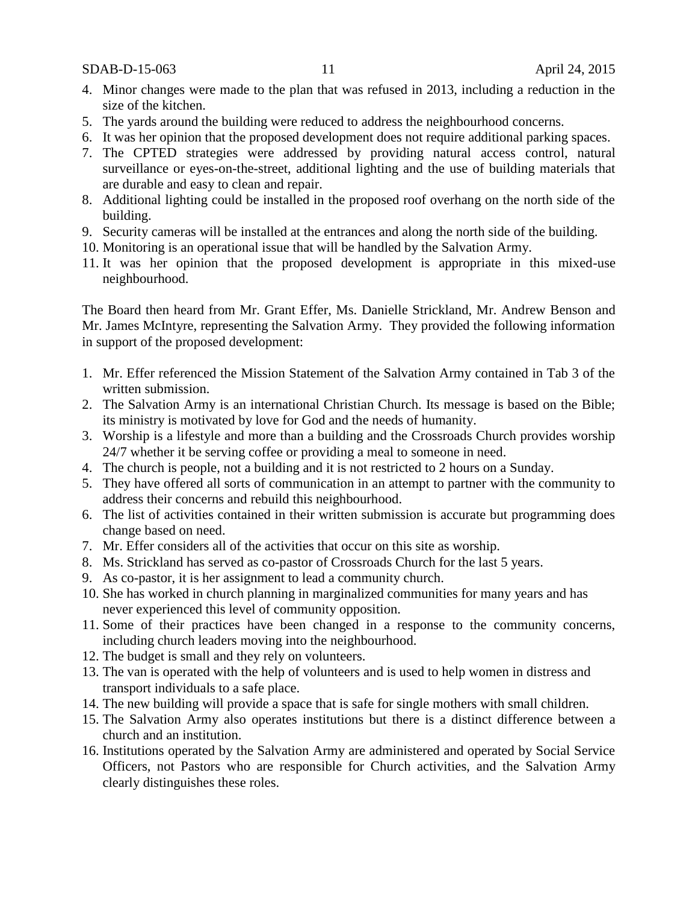4. Minor changes were made to the plan that was refused in 2013, including a reduction in the size of the kitchen.
5. The yards around the building were reduced to address the neighbourhood concerns.
6. It was her opinion that the proposed development does not require additional parking spaces.
7. The CPTED strategies were addressed by providing natural access control, natural surveillance or eyes-on-the-street, additional lighting and the use of building materials that are durable and easy to clean and repair.
8. Additional lighting could be installed in the proposed roof overhang on the north side of the building.
9. Security cameras will be installed at the entrances and along the north side of the building.
10. Monitoring is an operational issue that will be handled by the Salvation Army.
11. It was her opinion that the proposed development is appropriate in this mixed-use neighbourhood.

The Board then heard from Mr. Grant Effer, Ms. Danielle Strickland, Mr. Andrew Benson and Mr. James McIntyre, representing the Salvation Army. They provided the following information in support of the proposed development:

1. Mr. Effer referenced the Mission Statement of the Salvation Army contained in Tab 3 of the written submission.
2. The Salvation Army is an international Christian Church. Its message is based on the Bible; its ministry is motivated by love for God and the needs of humanity.
3. Worship is a lifestyle and more than a building and the Crossroads Church provides worship 24/7 whether it be serving coffee or providing a meal to someone in need.
4. The church is people, not a building and it is not restricted to 2 hours on a Sunday.
5. They have offered all sorts of communication in an attempt to partner with the community to address their concerns and rebuild this neighbourhood.
6. The list of activities contained in their written submission is accurate but programming does change based on need.
7. Mr. Effer considers all of the activities that occur on this site as worship.
8. Ms. Strickland has served as co-pastor of Crossroads Church for the last 5 years.
9. As co-pastor, it is her assignment to lead a community church.
10. She has worked in church planning in marginalized communities for many years and has never experienced this level of community opposition.
11. Some of their practices have been changed in a response to the community concerns, including church leaders moving into the neighbourhood.
12. The budget is small and they rely on volunteers.
13. The van is operated with the help of volunteers and is used to help women in distress and transport individuals to a safe place.
14. The new building will provide a space that is safe for single mothers with small children.
15. The Salvation Army also operates institutions but there is a distinct difference between a church and an institution.
16. Institutions operated by the Salvation Army are administered and operated by Social Service Officers, not Pastors who are responsible for Church activities, and the Salvation Army clearly distinguishes these roles.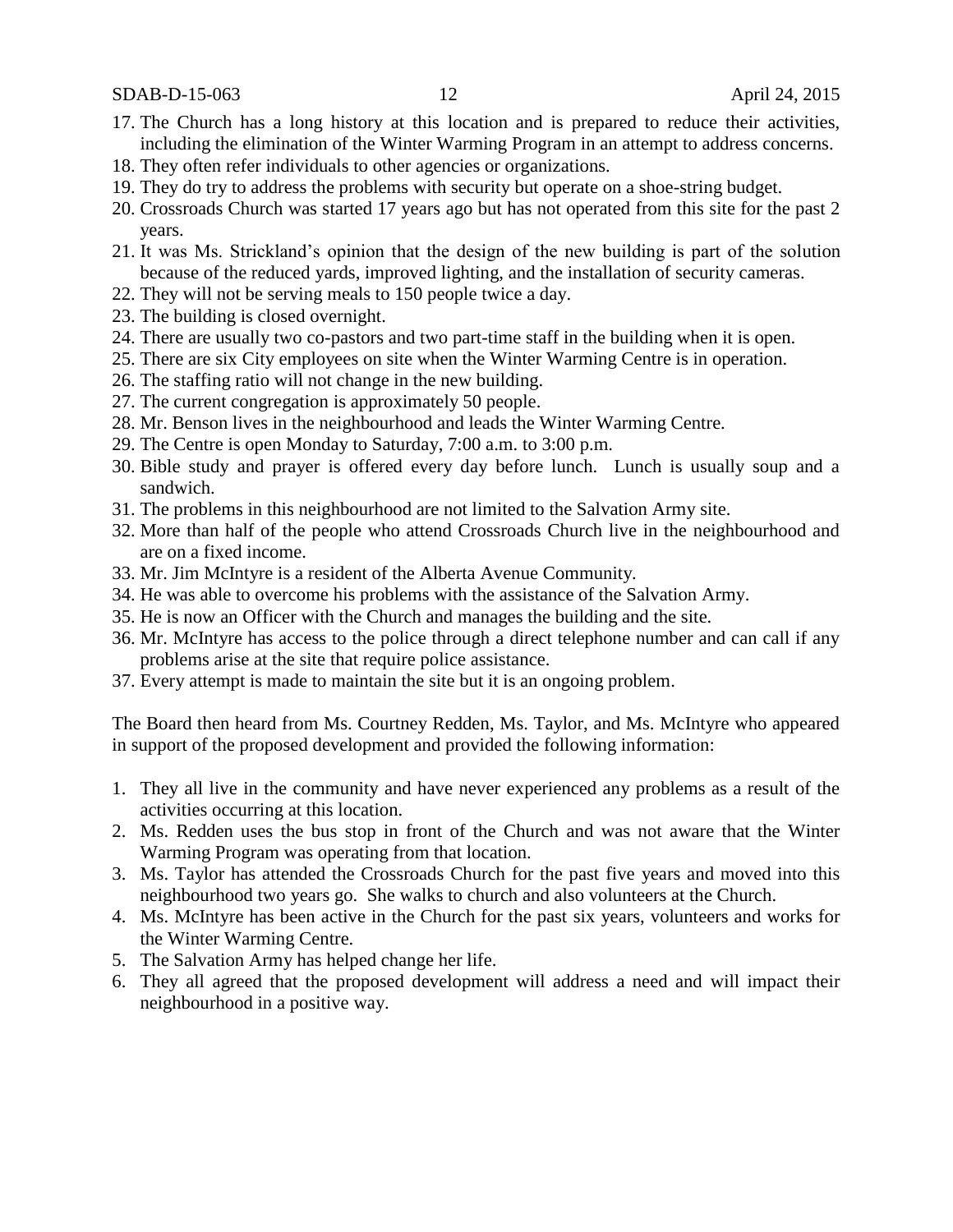17. The Church has a long history at this location and is prepared to reduce their activities, including the elimination of the Winter Warming Program in an attempt to address concerns.
18. They often refer individuals to other agencies or organizations.
19. They do try to address the problems with security but operate on a shoe-string budget.
20. Crossroads Church was started 17 years ago but has not operated from this site for the past 2 years.
21. It was Ms. Strickland's opinion that the design of the new building is part of the solution because of the reduced yards, improved lighting, and the installation of security cameras.
22. They will not be serving meals to 150 people twice a day.
23. The building is closed overnight.
24. There are usually two co-pastors and two part-time staff in the building when it is open.
25. There are six City employees on site when the Winter Warming Centre is in operation.
26. The staffing ratio will not change in the new building.
27. The current congregation is approximately 50 people.
28. Mr. Benson lives in the neighbourhood and leads the Winter Warming Centre.
29. The Centre is open Monday to Saturday, 7:00 a.m. to 3:00 p.m.
30. Bible study and prayer is offered every day before lunch. Lunch is usually soup and a sandwich.
31. The problems in this neighbourhood are not limited to the Salvation Army site.
32. More than half of the people who attend Crossroads Church live in the neighbourhood and are on a fixed income.
33. Mr. Jim McIntyre is a resident of the Alberta Avenue Community.
34. He was able to overcome his problems with the assistance of the Salvation Army.
35. He is now an Officer with the Church and manages the building and the site.
36. Mr. McIntyre has access to the police through a direct telephone number and can call if any problems arise at the site that require police assistance.
37. Every attempt is made to maintain the site but it is an ongoing problem.

The Board then heard from Ms. Courtney Redden, Ms. Taylor, and Ms. McIntyre who appeared in support of the proposed development and provided the following information:

1. They all live in the community and have never experienced any problems as a result of the activities occurring at this location.
2. Ms. Redden uses the bus stop in front of the Church and was not aware that the Winter Warming Program was operating from that location.
3. Ms. Taylor has attended the Crossroads Church for the past five years and moved into this neighbourhood two years go. She walks to church and also volunteers at the Church.
4. Ms. McIntyre has been active in the Church for the past six years, volunteers and works for the Winter Warming Centre.
5. The Salvation Army has helped change her life.
6. They all agreed that the proposed development will address a need and will impact their neighbourhood in a positive way.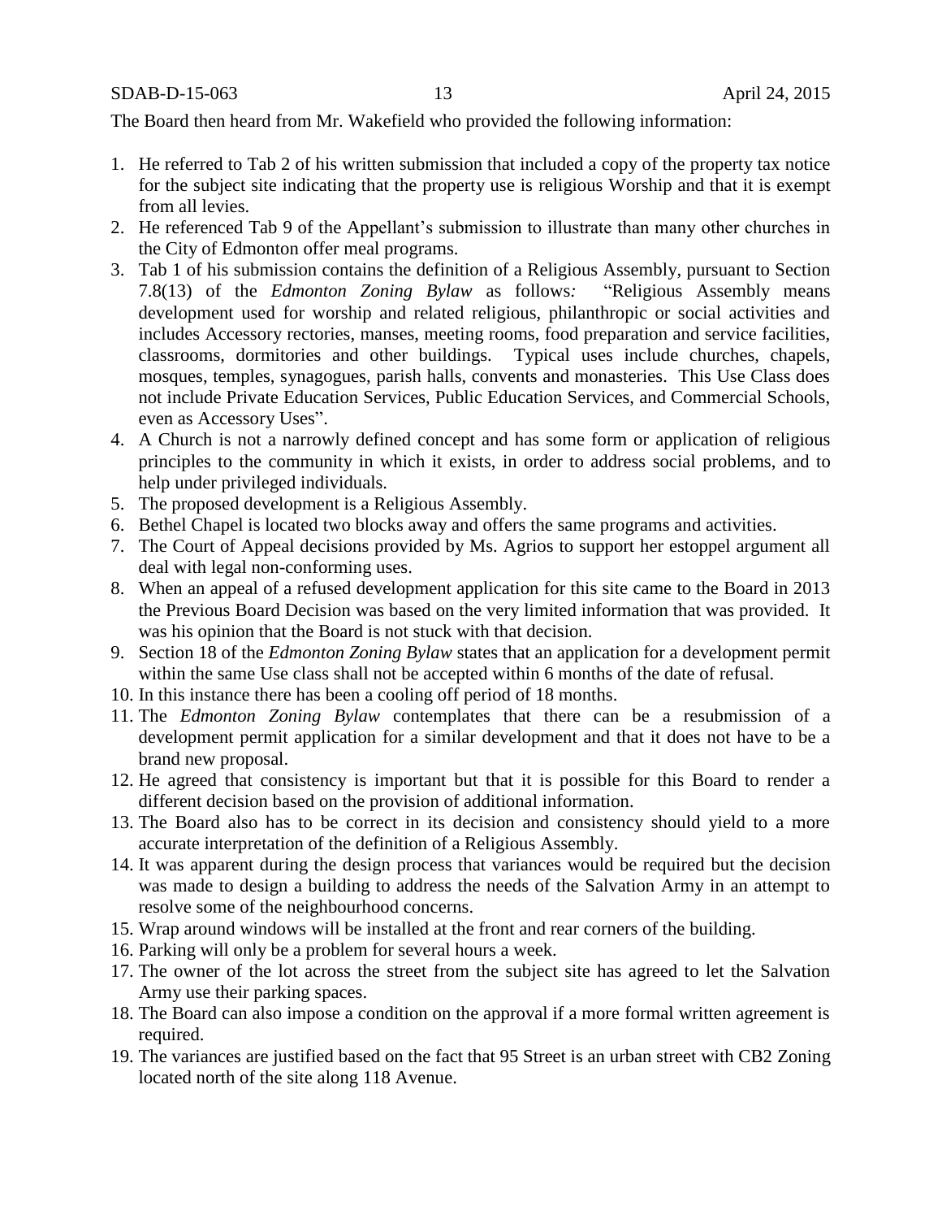The Board then heard from Mr. Wakefield who provided the following information:

1. He referred to Tab 2 of his written submission that included a copy of the property tax notice for the subject site indicating that the property use is religious Worship and that it is exempt from all levies.
2. He referenced Tab 9 of the Appellant's submission to illustrate than many other churches in the City of Edmonton offer meal programs.
3. Tab 1 of his submission contains the definition of a Religious Assembly, pursuant to Section 7.8(13) of the *Edmonton Zoning Bylaw* as follows*:* "Religious Assembly means development used for worship and related religious, philanthropic or social activities and includes Accessory rectories, manses, meeting rooms, food preparation and service facilities, classrooms, dormitories and other buildings. Typical uses include churches, chapels, mosques, temples, synagogues, parish halls, convents and monasteries. This Use Class does not include Private Education Services, Public Education Services, and Commercial Schools, even as Accessory Uses".
4. A Church is not a narrowly defined concept and has some form or application of religious principles to the community in which it exists, in order to address social problems, and to help under privileged individuals.
5. The proposed development is a Religious Assembly.
6. Bethel Chapel is located two blocks away and offers the same programs and activities.
7. The Court of Appeal decisions provided by Ms. Agrios to support her estoppel argument all deal with legal non-conforming uses.
8. When an appeal of a refused development application for this site came to the Board in 2013 the Previous Board Decision was based on the very limited information that was provided. It was his opinion that the Board is not stuck with that decision.
9. Section 18 of the *Edmonton Zoning Bylaw* states that an application for a development permit within the same Use class shall not be accepted within 6 months of the date of refusal.
10. In this instance there has been a cooling off period of 18 months.
11. The *Edmonton Zoning Bylaw* contemplates that there can be a resubmission of a development permit application for a similar development and that it does not have to be a brand new proposal.
12. He agreed that consistency is important but that it is possible for this Board to render a different decision based on the provision of additional information.
13. The Board also has to be correct in its decision and consistency should yield to a more accurate interpretation of the definition of a Religious Assembly.
14. It was apparent during the design process that variances would be required but the decision was made to design a building to address the needs of the Salvation Army in an attempt to resolve some of the neighbourhood concerns.
15. Wrap around windows will be installed at the front and rear corners of the building.
16. Parking will only be a problem for several hours a week.
17. The owner of the lot across the street from the subject site has agreed to let the Salvation Army use their parking spaces.
18. The Board can also impose a condition on the approval if a more formal written agreement is required.
19. The variances are justified based on the fact that 95 Street is an urban street with CB2 Zoning located north of the site along 118 Avenue.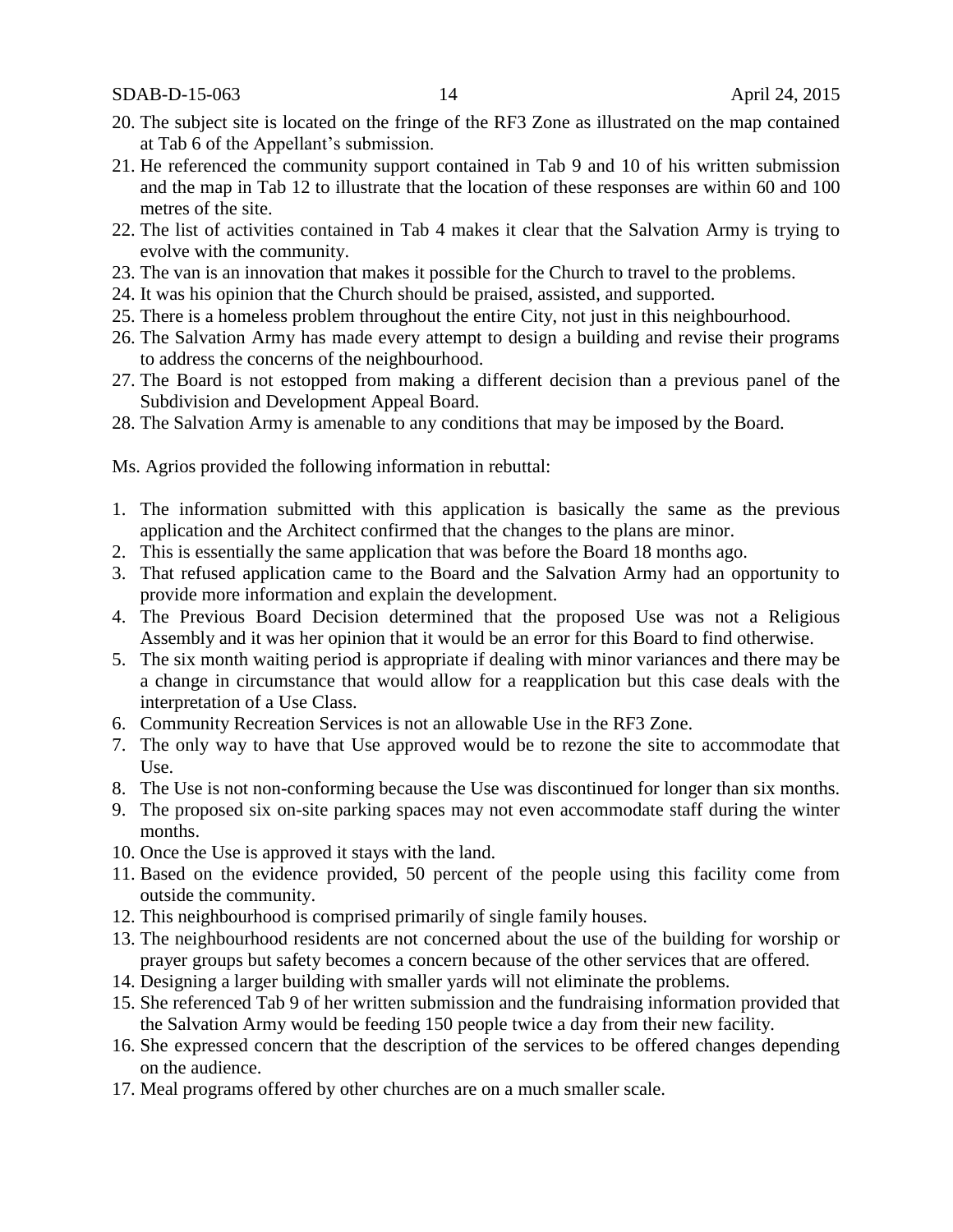20. The subject site is located on the fringe of the RF3 Zone as illustrated on the map contained at Tab 6 of the Appellant's submission.
21. He referenced the community support contained in Tab 9 and 10 of his written submission and the map in Tab 12 to illustrate that the location of these responses are within 60 and 100 metres of the site.
22. The list of activities contained in Tab 4 makes it clear that the Salvation Army is trying to evolve with the community.
23. The van is an innovation that makes it possible for the Church to travel to the problems.
24. It was his opinion that the Church should be praised, assisted, and supported.
25. There is a homeless problem throughout the entire City, not just in this neighbourhood.
26. The Salvation Army has made every attempt to design a building and revise their programs to address the concerns of the neighbourhood.
27. The Board is not estopped from making a different decision than a previous panel of the Subdivision and Development Appeal Board.
28. The Salvation Army is amenable to any conditions that may be imposed by the Board.

Ms. Agrios provided the following information in rebuttal:

1. The information submitted with this application is basically the same as the previous application and the Architect confirmed that the changes to the plans are minor.
2. This is essentially the same application that was before the Board 18 months ago.
3. That refused application came to the Board and the Salvation Army had an opportunity to provide more information and explain the development.
4. The Previous Board Decision determined that the proposed Use was not a Religious Assembly and it was her opinion that it would be an error for this Board to find otherwise.
5. The six month waiting period is appropriate if dealing with minor variances and there may be a change in circumstance that would allow for a reapplication but this case deals with the interpretation of a Use Class.
6. Community Recreation Services is not an allowable Use in the RF3 Zone.
7. The only way to have that Use approved would be to rezone the site to accommodate that Use.
8. The Use is not non-conforming because the Use was discontinued for longer than six months.
9. The proposed six on-site parking spaces may not even accommodate staff during the winter months.
10. Once the Use is approved it stays with the land.
11. Based on the evidence provided, 50 percent of the people using this facility come from outside the community.
12. This neighbourhood is comprised primarily of single family houses.
13. The neighbourhood residents are not concerned about the use of the building for worship or prayer groups but safety becomes a concern because of the other services that are offered.
14. Designing a larger building with smaller yards will not eliminate the problems.
15. She referenced Tab 9 of her written submission and the fundraising information provided that the Salvation Army would be feeding 150 people twice a day from their new facility.
16. She expressed concern that the description of the services to be offered changes depending on the audience.
17. Meal programs offered by other churches are on a much smaller scale.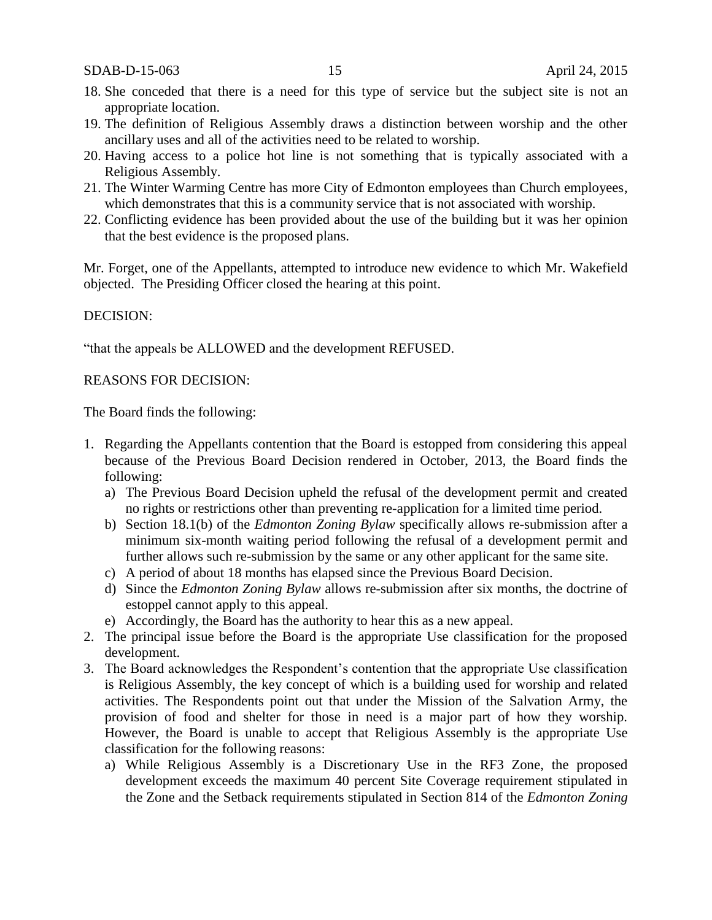18. She conceded that there is a need for this type of service but the subject site is not an appropriate location.
19. The definition of Religious Assembly draws a distinction between worship and the other ancillary uses and all of the activities need to be related to worship.
20. Having access to a police hot line is not something that is typically associated with a Religious Assembly.
21. The Winter Warming Centre has more City of Edmonton employees than Church employees, which demonstrates that this is a community service that is not associated with worship.
22. Conflicting evidence has been provided about the use of the building but it was her opinion that the best evidence is the proposed plans.

Mr. Forget, one of the Appellants, attempted to introduce new evidence to which Mr. Wakefield objected. The Presiding Officer closed the hearing at this point.

DECISION:

"that the appeals be ALLOWED and the development REFUSED.

REASONS FOR DECISION:

The Board finds the following:

1. Regarding the Appellants contention that the Board is estopped from considering this appeal because of the Previous Board Decision rendered in October, 2013, the Board finds the following:
   a) The Previous Board Decision upheld the refusal of the development permit and created no rights or restrictions other than preventing re-application for a limited time period.
   b) Section 18.1(b) of the *Edmonton Zoning Bylaw* specifically allows re-submission after a minimum six-month waiting period following the refusal of a development permit and further allows such re-submission by the same or any other applicant for the same site.
   c) A period of about 18 months has elapsed since the Previous Board Decision.
   d) Since the *Edmonton Zoning Bylaw* allows re-submission after six months, the doctrine of estoppel cannot apply to this appeal.
   e) Accordingly, the Board has the authority to hear this as a new appeal.
2. The principal issue before the Board is the appropriate Use classification for the proposed development.
3. The Board acknowledges the Respondent's contention that the appropriate Use classification is Religious Assembly, the key concept of which is a building used for worship and related activities. The Respondents point out that under the Mission of the Salvation Army, the provision of food and shelter for those in need is a major part of how they worship. However, the Board is unable to accept that Religious Assembly is the appropriate Use classification for the following reasons:
   a) While Religious Assembly is a Discretionary Use in the RF3 Zone, the proposed development exceeds the maximum 40 percent Site Coverage requirement stipulated in the Zone and the Setback requirements stipulated in Section 814 of the *Edmonton Zoning*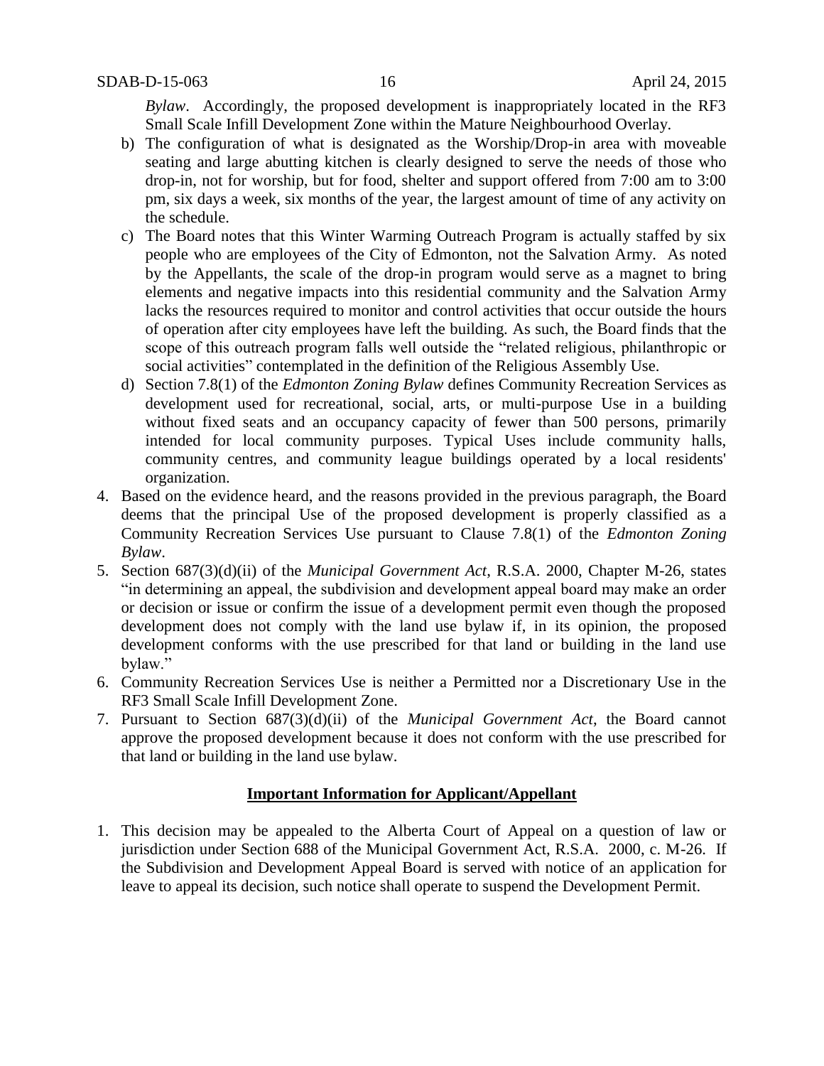*Bylaw*. Accordingly, the proposed development is inappropriately located in the RF3 Small Scale Infill Development Zone within the Mature Neighbourhood Overlay.

b) The configuration of what is designated as the Worship/Drop-in area with moveable seating and large abutting kitchen is clearly designed to serve the needs of those who drop-in, not for worship, but for food, shelter and support offered from 7:00 am to 3:00 pm, six days a week, six months of the year, the largest amount of time of any activity on the schedule.

c) The Board notes that this Winter Warming Outreach Program is actually staffed by six people who are employees of the City of Edmonton, not the Salvation Army. As noted by the Appellants, the scale of the drop-in program would serve as a magnet to bring elements and negative impacts into this residential community and the Salvation Army lacks the resources required to monitor and control activities that occur outside the hours of operation after city employees have left the building. As such, the Board finds that the scope of this outreach program falls well outside the "related religious, philanthropic or social activities" contemplated in the definition of the Religious Assembly Use.

d) Section 7.8(1) of the *Edmonton Zoning Bylaw* defines Community Recreation Services as development used for recreational, social, arts, or multi-purpose Use in a building without fixed seats and an occupancy capacity of fewer than 500 persons, primarily intended for local community purposes. Typical Uses include community halls, community centres, and community league buildings operated by a local residents' organization.

4. Based on the evidence heard, and the reasons provided in the previous paragraph, the Board deems that the principal Use of the proposed development is properly classified as a Community Recreation Services Use pursuant to Clause 7.8(1) of the *Edmonton Zoning Bylaw*.
5. Section 687(3)(d)(ii) of the *Municipal Government Act*, R.S.A. 2000, Chapter M-26, states "in determining an appeal, the subdivision and development appeal board may make an order or decision or issue or confirm the issue of a development permit even though the proposed development does not comply with the land use bylaw if, in its opinion, the proposed development conforms with the use prescribed for that land or building in the land use bylaw."
6. Community Recreation Services Use is neither a Permitted nor a Discretionary Use in the RF3 Small Scale Infill Development Zone.
7. Pursuant to Section 687(3)(d)(ii) of the *Municipal Government Act*, the Board cannot approve the proposed development because it does not conform with the use prescribed for that land or building in the land use bylaw.

**Important Information for Applicant/Appellant**

1. This decision may be appealed to the Alberta Court of Appeal on a question of law or jurisdiction under Section 688 of the Municipal Government Act, R.S.A. 2000, c. M-26. If the Subdivision and Development Appeal Board is served with notice of an application for leave to appeal its decision, such notice shall operate to suspend the Development Permit.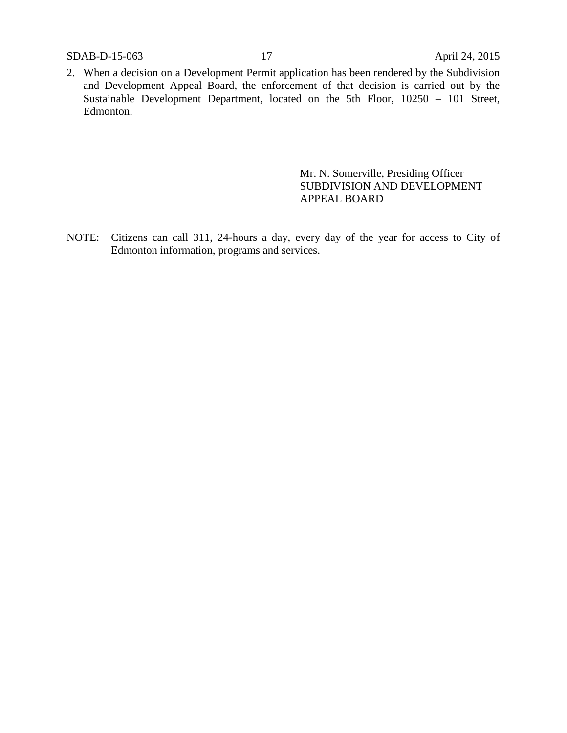2. When a decision on a Development Permit application has been rendered by the Subdivision and Development Appeal Board, the enforcement of that decision is carried out by the Sustainable Development Department, located on the 5th Floor, 10250 – 101 Street, Edmonton.

Mr. N. Somerville, Presiding Officer
SUBDIVISION AND DEVELOPMENT
APPEAL BOARD

NOTE: Citizens can call 311, 24-hours a day, every day of the year for access to City of Edmonton information, programs and services.